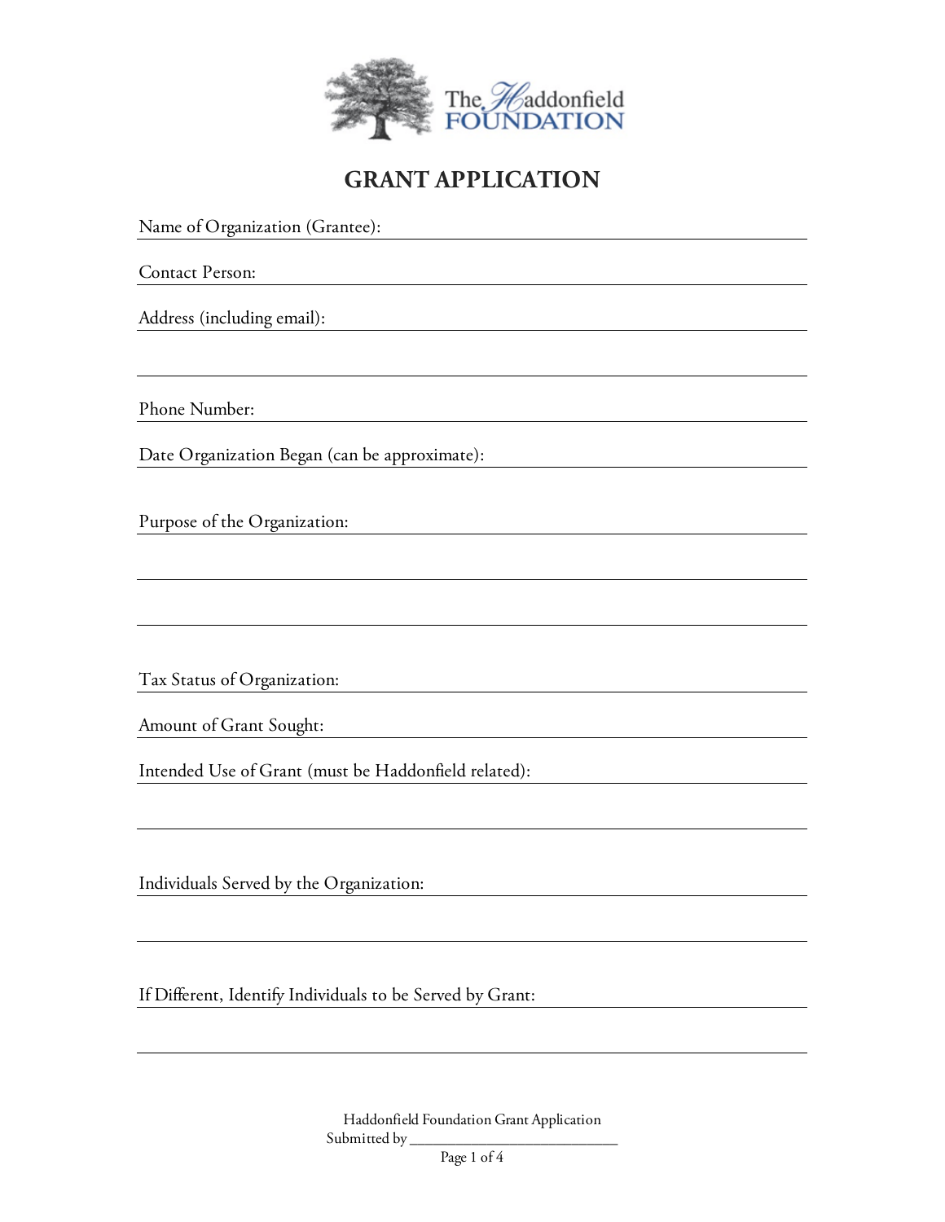The Haddonfield FOUNDATION

# GRANT APPLICATION

Name of Organization (Grantee): ______________________________

Contact Person: ______________________________

Address (including email): ______________________________

______________________________

Phone Number: ______________________________

Date Organization Began (can be approximate): ______________________________

Purpose of the Organization: ______________________________

______________________________

______________________________

Tax Status of Organization: ______________________________

Amount of Grant Sought: ______________________________

Intended Use of Grant (must be Haddonfield related): ______________________________

______________________________

Individuals Served by the Organization: ______________________________

______________________________

If Different, Identify Individuals to be Served by Grant: ______________________________

______________________________

Haddonfield Foundation Grant Application
Submitted by ______________________________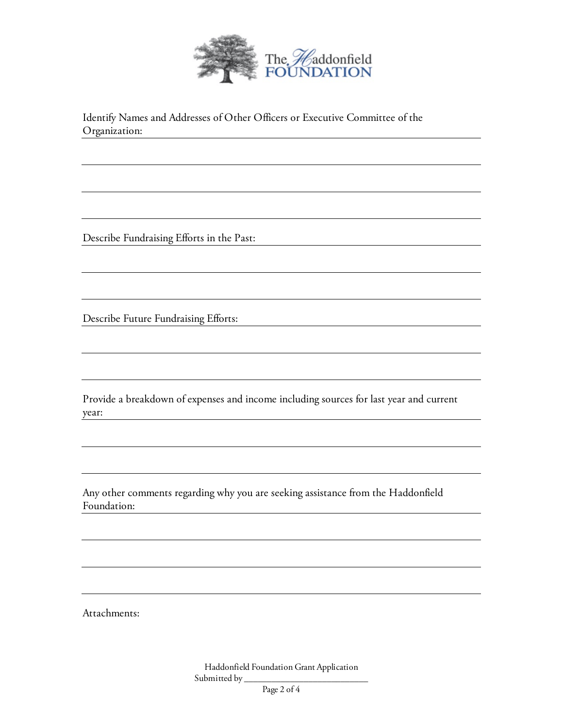Identify Names and Addresses of Other Officers or Executive Committee of the Organization:

Describe Fundraising Efforts in the Past:

Describe Future Fundraising Efforts:

Provide a breakdown of expenses and income including sources for last year and current year:

Any other comments regarding why you are seeking assistance from the Haddonfield Foundation:

Attachments: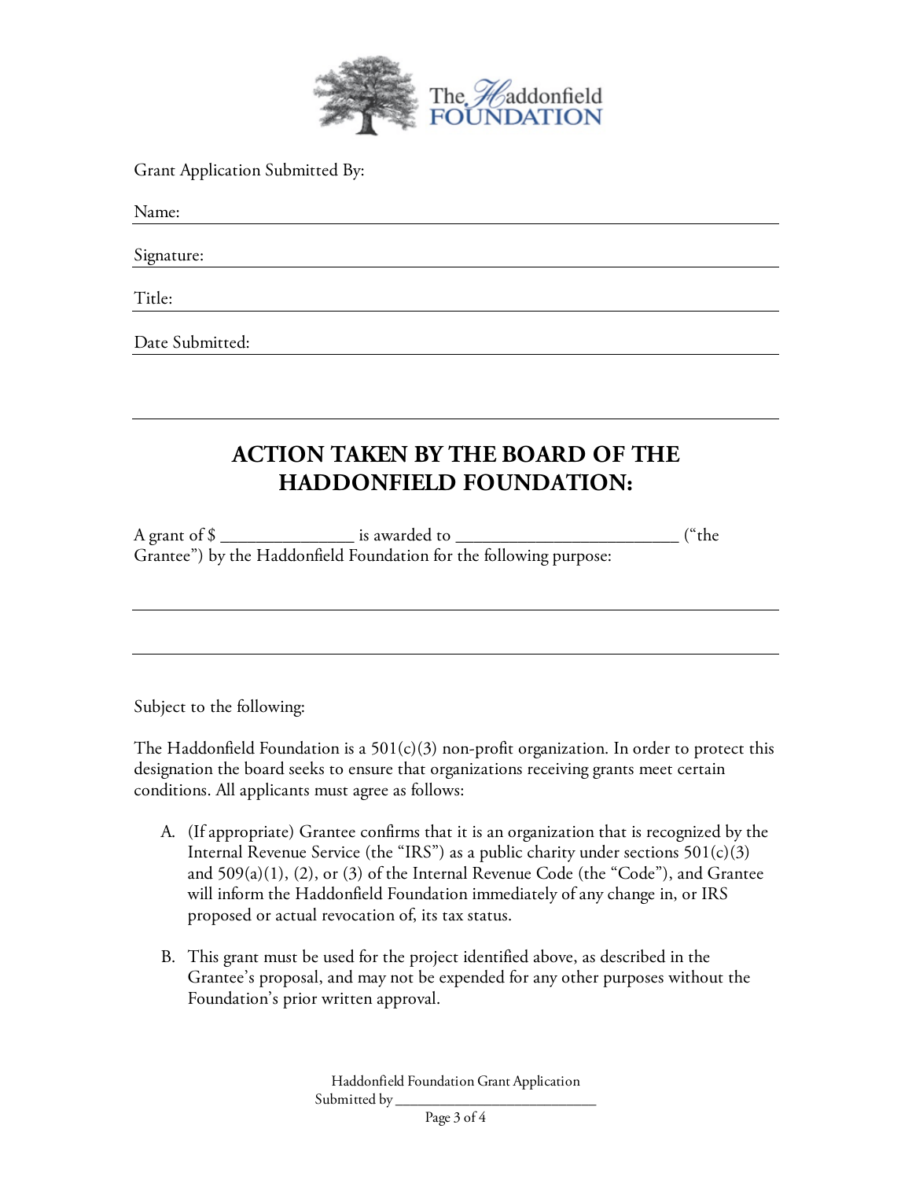The Haddonfield FOUNDATION

Grant Application Submitted By:

Name: ______________________________

Signature: ______________________________

Title: ______________________________

Date Submitted: ______________________________

---

## ACTION TAKEN BY THE BOARD OF THE HADDONFIELD FOUNDATION:

A grant of $ _______________ is awarded to _________________________ ("the Grantee") by the Haddonfield Foundation for the following purpose:

______________________________________________________________________

______________________________________________________________________

Subject to the following:

The Haddonfield Foundation is a 501(c)(3) non-profit organization. In order to protect this designation the board seeks to ensure that organizations receiving grants meet certain conditions. All applicants must agree as follows:

A. (If appropriate) Grantee confirms that it is an organization that is recognized by the Internal Revenue Service (the "IRS") as a public charity under sections 501(c)(3) and 509(a)(1), (2), or (3) of the Internal Revenue Code (the "Code"), and Grantee will inform the Haddonfield Foundation immediately of any change in, or IRS proposed or actual revocation of, its tax status.

B. This grant must be used for the project identified above, as described in the Grantee's proposal, and may not be expended for any other purposes without the Foundation's prior written approval.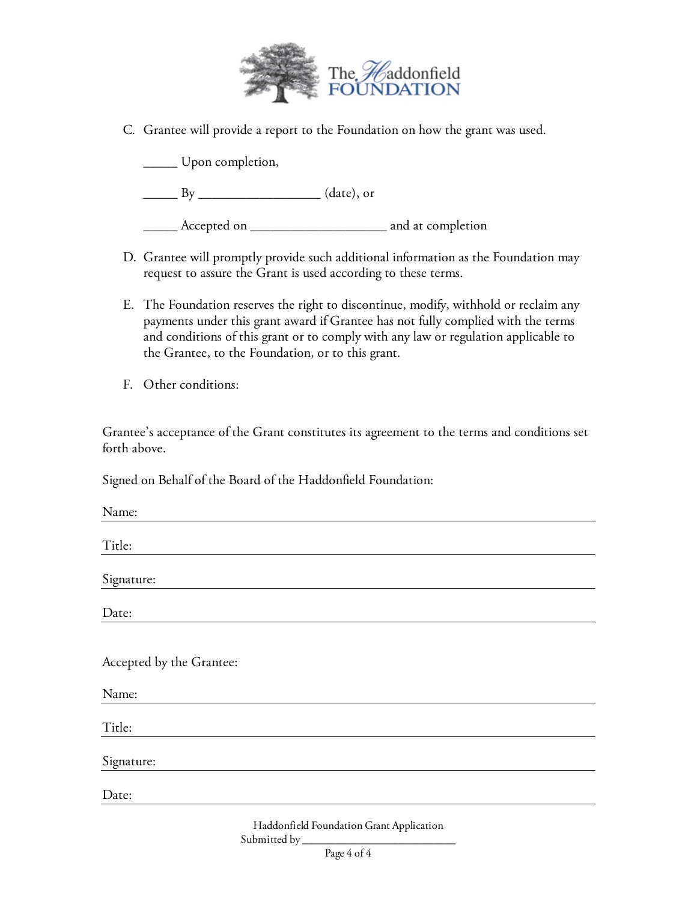C. Grantee will provide a report to the Foundation on how the grant was used.

   _____ Upon completion,

   _____ By __________________ (date), or

   _____ Accepted on ____________________ and at completion

D. Grantee will promptly provide such additional information as the Foundation may request to assure the Grant is used according to these terms.

E. The Foundation reserves the right to discontinue, modify, withhold or reclaim any payments under this grant award if Grantee has not fully complied with the terms and conditions of this grant or to comply with any law or regulation applicable to the Grantee, to the Foundation, or to this grant.

F. Other conditions:

Grantee's acceptance of the Grant constitutes its agreement to the terms and conditions set forth above.

Signed on Behalf of the Board of the Haddonfield Foundation:

Name: ______________________________________________

Title: ______________________________________________

Signature: ______________________________________________

Date: ______________________________________________

Accepted by the Grantee:

Name: ______________________________________________

Title: ______________________________________________

Signature: ______________________________________________

Date: ______________________________________________

Haddonfield Foundation Grant Application
Submitted by ___________________________